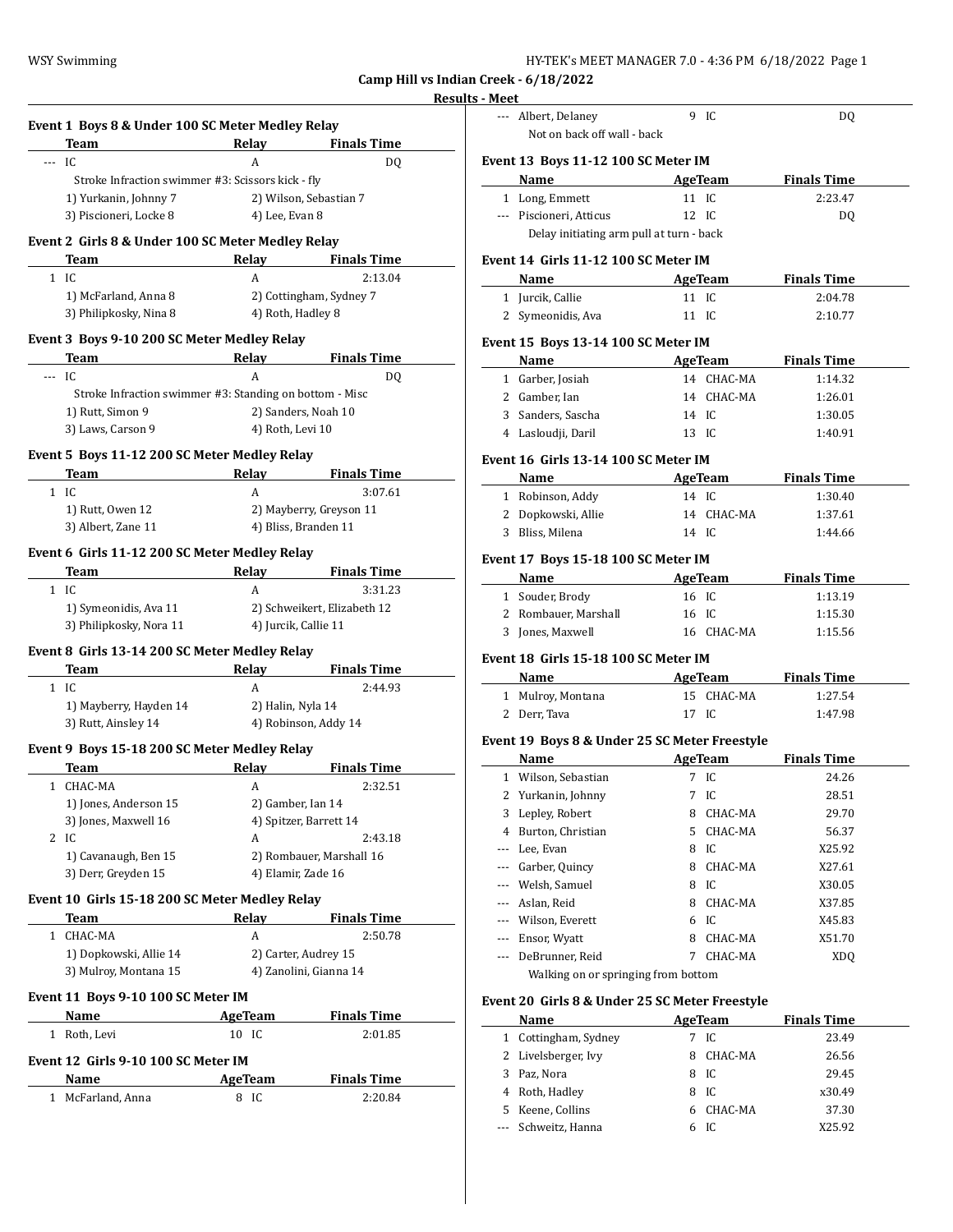# Camp Hill vs Indian Creek - 6/18/2022

## Results - Meet

### Event 1 Boys 8 & Under 100 SC Meter Medley Relay

| | Team | Relay | Finals Time |
|---|---|---|---|
| --- | IC | A | DQ |

Stroke Infraction swimmer #3: Scissors kick - fly

1) Yurkanin, Johnny 7 2) Wilson, Sebastian 7
3) Piscioneri, Locke 8 4) Lee, Evan 8

### Event 2 Girls 8 & Under 100 SC Meter Medley Relay

| | Team | Relay | Finals Time |
|---|---|---|---|
| 1 | IC | A | 2:13.04 |

1) McFarland, Anna 8 2) Cottingham, Sydney 7
3) Philipkosky, Nina 8 4) Roth, Hadley 8

### Event 3 Boys 9-10 200 SC Meter Medley Relay

| | Team | Relay | Finals Time |
|---|---|---|---|
| --- | IC | A | DQ |

Stroke Infraction swimmer #3: Standing on bottom - Misc

1) Rutt, Simon 9 2) Sanders, Noah 10
3) Laws, Carson 9 4) Roth, Levi 10

### Event 5 Boys 11-12 200 SC Meter Medley Relay

| | Team | Relay | Finals Time |
|---|---|---|---|
| 1 | IC | A | 3:07.61 |

1) Rutt, Owen 12 2) Mayberry, Greyson 11
3) Albert, Zane 11 4) Bliss, Branden 11

### Event 6 Girls 11-12 200 SC Meter Medley Relay

| | Team | Relay | Finals Time |
|---|---|---|---|
| 1 | IC | A | 3:31.23 |

1) Symeonidis, Ava 11 2) Schweikert, Elizabeth 12
3) Philipkosky, Nora 11 4) Jurcik, Callie 11

### Event 8 Girls 13-14 200 SC Meter Medley Relay

| | Team | Relay | Finals Time |
|---|---|---|---|
| 1 | IC | A | 2:44.93 |

1) Mayberry, Hayden 14 2) Halin, Nyla 14
3) Rutt, Ainsley 14 4) Robinson, Addy 14

### Event 9 Boys 15-18 200 SC Meter Medley Relay

| | Team | Relay | Finals Time |
|---|---|---|---|
| 1 | CHAC-MA | A | 2:32.51 |

1) Jones, Anderson 15 2) Gamber, Ian 14
3) Jones, Maxwell 16 4) Spitzer, Barrett 14

| | Team | Relay | Finals Time |
|---|---|---|---|
| 2 | IC | A | 2:43.18 |

1) Cavanaugh, Ben 15 2) Rombauer, Marshall 16
3) Derr, Greyden 15 4) Elamir, Zade 16

### Event 10 Girls 15-18 200 SC Meter Medley Relay

| | Team | Relay | Finals Time |
|---|---|---|---|
| 1 | CHAC-MA | A | 2:50.78 |

1) Dopkowski, Allie 14 2) Carter, Audrey 15
3) Mulroy, Montana 15 4) Zanolini, Gianna 14

### Event 11 Boys 9-10 100 SC Meter IM

| | Name | Age | Team | Finals Time |
|---|---|---|---|---|
| 1 | Roth, Levi | 10 | IC | 2:01.85 |

### Event 12 Girls 9-10 100 SC Meter IM

| | Name | Age | Team | Finals Time |
|---|---|---|---|---|
| 1 | McFarland, Anna | 8 | IC | 2:20.84 |
| --- | Albert, Delaney | 9 | IC | DQ |

Not on back off wall - back

### Event 13 Boys 11-12 100 SC Meter IM

| | Name | Age | Team | Finals Time |
|---|---|---|---|---|
| 1 | Long, Emmett | 11 | IC | 2:23.47 |
| --- | Piscioneri, Atticus | 12 | IC | DQ |

Delay initiating arm pull at turn - back

### Event 14 Girls 11-12 100 SC Meter IM

| | Name | Age | Team | Finals Time |
|---|---|---|---|---|
| 1 | Jurcik, Callie | 11 | IC | 2:04.78 |
| 2 | Symeonidis, Ava | 11 | IC | 2:10.77 |

### Event 15 Boys 13-14 100 SC Meter IM

| | Name | Age | Team | Finals Time |
|---|---|---|---|---|
| 1 | Garber, Josiah | 14 | CHAC-MA | 1:14.32 |
| 2 | Gamber, Ian | 14 | CHAC-MA | 1:26.01 |
| 3 | Sanders, Sascha | 14 | IC | 1:30.05 |
| 4 | Lasloudji, Daril | 13 | IC | 1:40.91 |

### Event 16 Girls 13-14 100 SC Meter IM

| | Name | Age | Team | Finals Time |
|---|---|---|---|---|
| 1 | Robinson, Addy | 14 | IC | 1:30.40 |
| 2 | Dopkowski, Allie | 14 | CHAC-MA | 1:37.61 |
| 3 | Bliss, Milena | 14 | IC | 1:44.66 |

### Event 17 Boys 15-18 100 SC Meter IM

| | Name | Age | Team | Finals Time |
|---|---|---|---|---|
| 1 | Souder, Brody | 16 | IC | 1:13.19 |
| 2 | Rombauer, Marshall | 16 | IC | 1:15.30 |
| 3 | Jones, Maxwell | 16 | CHAC-MA | 1:15.56 |

### Event 18 Girls 15-18 100 SC Meter IM

| | Name | Age | Team | Finals Time |
|---|---|---|---|---|
| 1 | Mulroy, Montana | 15 | CHAC-MA | 1:27.54 |
| 2 | Derr, Tava | 17 | IC | 1:47.98 |

### Event 19 Boys 8 & Under 25 SC Meter Freestyle

| | Name | Age | Team | Finals Time |
|---|---|---|---|---|
| 1 | Wilson, Sebastian | 7 | IC | 24.26 |
| 2 | Yurkanin, Johnny | 7 | IC | 28.51 |
| 3 | Lepley, Robert | 8 | CHAC-MA | 29.70 |
| 4 | Burton, Christian | 5 | CHAC-MA | 56.37 |
| --- | Lee, Evan | 8 | IC | X25.92 |
| --- | Garber, Quincy | 8 | CHAC-MA | X27.61 |
| --- | Welsh, Samuel | 8 | IC | X30.05 |
| --- | Aslan, Reid | 8 | CHAC-MA | X37.85 |
| --- | Wilson, Everett | 6 | IC | X45.83 |
| --- | Ensor, Wyatt | 8 | CHAC-MA | X51.70 |
| --- | DeBrunner, Reid | 7 | CHAC-MA | XDQ |

Walking on or springing from bottom

### Event 20 Girls 8 & Under 25 SC Meter Freestyle

| | Name | Age | Team | Finals Time |
|---|---|---|---|---|
| 1 | Cottingham, Sydney | 7 | IC | 23.49 |
| 2 | Livelsberger, Ivy | 8 | CHAC-MA | 26.56 |
| 3 | Paz, Nora | 8 | IC | 29.45 |
| 4 | Roth, Hadley | 8 | IC | x30.49 |
| 5 | Keene, Collins | 6 | CHAC-MA | 37.30 |
| --- | Schweitz, Hanna | 6 | IC | X25.92 |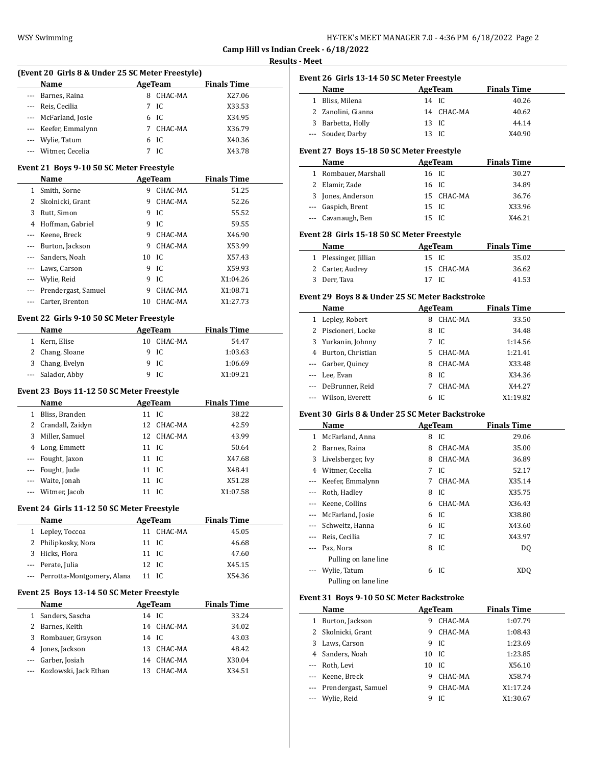Camp Hill vs Indian Creek - 6/18/2022

Results - Meet

### (Event 20 Girls 8 & Under 25 SC Meter Freestyle)

| | Name | Age | Team | Finals Time |
|---|---|---|---|---|
| --- | Barnes, Raina | 8 | CHAC-MA | X27.06 |
| --- | Reis, Cecilia | 7 | IC | X33.53 |
| --- | McFarland, Josie | 6 | IC | X34.95 |
| --- | Keefer, Emmalynn | 7 | CHAC-MA | X36.79 |
| --- | Wylie, Tatum | 6 | IC | X40.36 |
| --- | Witmer, Cecelia | 7 | IC | X43.78 |

### Event 21 Boys 9-10 50 SC Meter Freestyle

| | Name | Age | Team | Finals Time |
|---|---|---|---|---|
| 1 | Smith, Sorne | 9 | CHAC-MA | 51.25 |
| 2 | Skolnicki, Grant | 9 | CHAC-MA | 52.26 |
| 3 | Rutt, Simon | 9 | IC | 55.52 |
| 4 | Hoffman, Gabriel | 9 | IC | 59.55 |
| --- | Keene, Breck | 9 | CHAC-MA | X46.90 |
| --- | Burton, Jackson | 9 | CHAC-MA | X53.99 |
| --- | Sanders, Noah | 10 | IC | X57.43 |
| --- | Laws, Carson | 9 | IC | X59.93 |
| --- | Wylie, Reid | 9 | IC | X1:04.26 |
| --- | Prendergast, Samuel | 9 | CHAC-MA | X1:08.71 |
| --- | Carter, Brenton | 10 | CHAC-MA | X1:27.73 |

### Event 22 Girls 9-10 50 SC Meter Freestyle

| | Name | Age | Team | Finals Time |
|---|---|---|---|---|
| 1 | Kern, Elise | 10 | CHAC-MA | 54.47 |
| 2 | Chang, Sloane | 9 | IC | 1:03.63 |
| 3 | Chang, Evelyn | 9 | IC | 1:06.69 |
| --- | Salador, Abby | 9 | IC | X1:09.21 |

### Event 23 Boys 11-12 50 SC Meter Freestyle

| | Name | Age | Team | Finals Time |
|---|---|---|---|---|
| 1 | Bliss, Branden | 11 | IC | 38.22 |
| 2 | Crandall, Zaidyn | 12 | CHAC-MA | 42.59 |
| 3 | Miller, Samuel | 12 | CHAC-MA | 43.99 |
| 4 | Long, Emmett | 11 | IC | 50.64 |
| --- | Fought, Jaxon | 11 | IC | X47.68 |
| --- | Fought, Jude | 11 | IC | X48.41 |
| --- | Waite, Jonah | 11 | IC | X51.28 |
| --- | Witmer, Jacob | 11 | IC | X1:07.58 |

### Event 24 Girls 11-12 50 SC Meter Freestyle

| | Name | Age | Team | Finals Time |
|---|---|---|---|---|
| 1 | Lepley, Toccoa | 11 | CHAC-MA | 45.05 |
| 2 | Philipkosky, Nora | 11 | IC | 46.68 |
| 3 | Hicks, Flora | 11 | IC | 47.60 |
| --- | Perate, Julia | 12 | IC | X45.15 |
| --- | Perrotta-Montgomery, Alana | 11 | IC | X54.36 |

### Event 25 Boys 13-14 50 SC Meter Freestyle

| | Name | Age | Team | Finals Time |
|---|---|---|---|---|
| 1 | Sanders, Sascha | 14 | IC | 33.24 |
| 2 | Barnes, Keith | 14 | CHAC-MA | 34.02 |
| 3 | Rombauer, Grayson | 14 | IC | 43.03 |
| 4 | Jones, Jackson | 13 | CHAC-MA | 48.42 |
| --- | Garber, Josiah | 14 | CHAC-MA | X30.04 |
| --- | Kozlowski, Jack Ethan | 13 | CHAC-MA | X34.51 |

### Event 26 Girls 13-14 50 SC Meter Freestyle

| | Name | Age | Team | Finals Time |
|---|---|---|---|---|
| 1 | Bliss, Milena | 14 | IC | 40.26 |
| 2 | Zanolini, Gianna | 14 | CHAC-MA | 40.62 |
| 3 | Barbetta, Holly | 13 | IC | 44.14 |
| --- | Souder, Darby | 13 | IC | X40.90 |

### Event 27 Boys 15-18 50 SC Meter Freestyle

| | Name | Age | Team | Finals Time |
|---|---|---|---|---|
| 1 | Rombauer, Marshall | 16 | IC | 30.27 |
| 2 | Elamir, Zade | 16 | IC | 34.89 |
| 3 | Jones, Anderson | 15 | CHAC-MA | 36.76 |
| --- | Gaspich, Brent | 15 | IC | X33.96 |
| --- | Cavanaugh, Ben | 15 | IC | X46.21 |

### Event 28 Girls 15-18 50 SC Meter Freestyle

| | Name | Age | Team | Finals Time |
|---|---|---|---|---|
| 1 | Plessinger, Jillian | 15 | IC | 35.02 |
| 2 | Carter, Audrey | 15 | CHAC-MA | 36.62 |
| 3 | Derr, Tava | 17 | IC | 41.53 |

### Event 29 Boys 8 & Under 25 SC Meter Backstroke

| | Name | Age | Team | Finals Time |
|---|---|---|---|---|
| 1 | Lepley, Robert | 8 | CHAC-MA | 33.50 |
| 2 | Piscioneri, Locke | 8 | IC | 34.48 |
| 3 | Yurkanin, Johnny | 7 | IC | 1:14.56 |
| 4 | Burton, Christian | 5 | CHAC-MA | 1:21.41 |
| --- | Garber, Quincy | 8 | CHAC-MA | X33.48 |
| --- | Lee, Evan | 8 | IC | X34.36 |
| --- | DeBrunner, Reid | 7 | CHAC-MA | X44.27 |
| --- | Wilson, Everett | 6 | IC | X1:19.82 |

### Event 30 Girls 8 & Under 25 SC Meter Backstroke

| | Name | Age | Team | Finals Time |
|---|---|---|---|---|
| 1 | McFarland, Anna | 8 | IC | 29.06 |
| 2 | Barnes, Raina | 8 | CHAC-MA | 35.00 |
| 3 | Livelsberger, Ivy | 8 | CHAC-MA | 36.89 |
| 4 | Witmer, Cecelia | 7 | IC | 52.17 |
| --- | Keefer, Emmalynn | 7 | CHAC-MA | X35.14 |
| --- | Roth, Hadley | 8 | IC | X35.75 |
| --- | Keene, Collins | 6 | CHAC-MA | X36.43 |
| --- | McFarland, Josie | 6 | IC | X38.80 |
| --- | Schweitz, Hanna | 6 | IC | X43.60 |
| --- | Reis, Cecilia | 7 | IC | X43.97 |
| --- | Paz, Nora | 8 | IC | DQ |
| | Pulling on lane line | | | |
| --- | Wylie, Tatum | 6 | IC | XDQ |
| | Pulling on lane line | | | |

### Event 31 Boys 9-10 50 SC Meter Backstroke

| | Name | Age | Team | Finals Time |
|---|---|---|---|---|
| 1 | Burton, Jackson | 9 | CHAC-MA | 1:07.79 |
| 2 | Skolnicki, Grant | 9 | CHAC-MA | 1:08.43 |
| 3 | Laws, Carson | 9 | IC | 1:23.69 |
| 4 | Sanders, Noah | 10 | IC | 1:23.85 |
| --- | Roth, Levi | 10 | IC | X56.10 |
| --- | Keene, Breck | 9 | CHAC-MA | X58.74 |
| --- | Prendergast, Samuel | 9 | CHAC-MA | X1:17.24 |
| --- | Wylie, Reid | 9 | IC | X1:30.67 |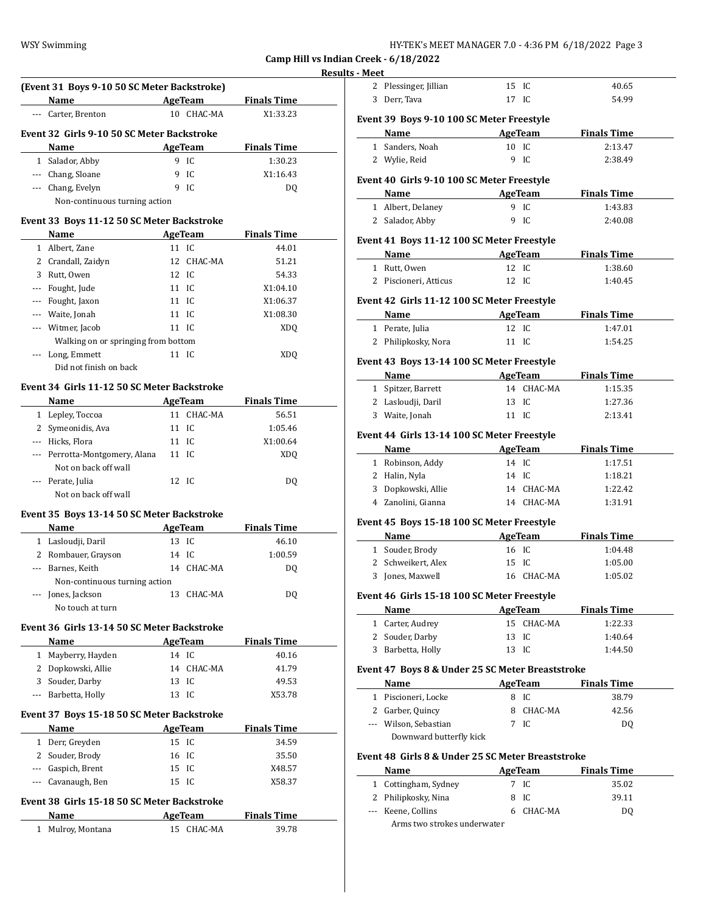Camp Hill vs Indian Creek - 6/18/2022

Results - Meet

## (Event 31 Boys 9-10 50 SC Meter Backstroke)

| | Name | Age | Team | Finals Time |
|---|---|---|---|---|
| --- | Carter, Brenton | 10 | CHAC-MA | X1:33.23 |

## Event 32 Girls 9-10 50 SC Meter Backstroke

| | Name | Age | Team | Finals Time |
|---|---|---|---|---|
| 1 | Salador, Abby | 9 | IC | 1:30.23 |
| --- | Chang, Sloane | 9 | IC | X1:16.43 |
| --- | Chang, Evelyn | 9 | IC | DQ |
| | Non-continuous turning action | | | |

## Event 33 Boys 11-12 50 SC Meter Backstroke

| | Name | Age | Team | Finals Time |
|---|---|---|---|---|
| 1 | Albert, Zane | 11 | IC | 44.01 |
| 2 | Crandall, Zaidyn | 12 | CHAC-MA | 51.21 |
| 3 | Rutt, Owen | 12 | IC | 54.33 |
| --- | Fought, Jude | 11 | IC | X1:04.10 |
| --- | Fought, Jaxon | 11 | IC | X1:06.37 |
| --- | Waite, Jonah | 11 | IC | X1:08.30 |
| --- | Witmer, Jacob | 11 | IC | XDQ |
| | Walking on or springing from bottom | | | |
| --- | Long, Emmett | 11 | IC | XDQ |
| | Did not finish on back | | | |

## Event 34 Girls 11-12 50 SC Meter Backstroke

| | Name | Age | Team | Finals Time |
|---|---|---|---|---|
| 1 | Lepley, Toccoa | 11 | CHAC-MA | 56.51 |
| 2 | Symeonidis, Ava | 11 | IC | 1:05.46 |
| --- | Hicks, Flora | 11 | IC | X1:00.64 |
| --- | Perrotta-Montgomery, Alana | 11 | IC | XDQ |
| | Not on back off wall | | | |
| --- | Perate, Julia | 12 | IC | DQ |
| | Not on back off wall | | | |

## Event 35 Boys 13-14 50 SC Meter Backstroke

| | Name | Age | Team | Finals Time |
|---|---|---|---|---|
| 1 | Lasloudji, Daril | 13 | IC | 46.10 |
| 2 | Rombauer, Grayson | 14 | IC | 1:00.59 |
| --- | Barnes, Keith | 14 | CHAC-MA | DQ |
| | Non-continuous turning action | | | |
| --- | Jones, Jackson | 13 | CHAC-MA | DQ |
| | No touch at turn | | | |

## Event 36 Girls 13-14 50 SC Meter Backstroke

| | Name | Age | Team | Finals Time |
|---|---|---|---|---|
| 1 | Mayberry, Hayden | 14 | IC | 40.16 |
| 2 | Dopkowski, Allie | 14 | CHAC-MA | 41.79 |
| 3 | Souder, Darby | 13 | IC | 49.53 |
| --- | Barbetta, Holly | 13 | IC | X53.78 |

## Event 37 Boys 15-18 50 SC Meter Backstroke

| | Name | Age | Team | Finals Time |
|---|---|---|---|---|
| 1 | Derr, Greyden | 15 | IC | 34.59 |
| 2 | Souder, Brody | 16 | IC | 35.50 |
| --- | Gaspich, Brent | 15 | IC | X48.57 |
| --- | Cavanaugh, Ben | 15 | IC | X58.37 |

## Event 38 Girls 15-18 50 SC Meter Backstroke

| | Name | Age | Team | Finals Time |
|---|---|---|---|---|
| 1 | Mulroy, Montana | 15 | CHAC-MA | 39.78 |
| 2 | Plessinger, Jillian | 15 | IC | 40.65 |
| 3 | Derr, Tava | 17 | IC | 54.99 |

## Event 39 Boys 9-10 100 SC Meter Freestyle

| | Name | Age | Team | Finals Time |
|---|---|---|---|---|
| 1 | Sanders, Noah | 10 | IC | 2:13.47 |
| 2 | Wylie, Reid | 9 | IC | 2:38.49 |

## Event 40 Girls 9-10 100 SC Meter Freestyle

| | Name | Age | Team | Finals Time |
|---|---|---|---|---|
| 1 | Albert, Delaney | 9 | IC | 1:43.83 |
| 2 | Salador, Abby | 9 | IC | 2:40.08 |

## Event 41 Boys 11-12 100 SC Meter Freestyle

| | Name | Age | Team | Finals Time |
|---|---|---|---|---|
| 1 | Rutt, Owen | 12 | IC | 1:38.60 |
| 2 | Piscioneri, Atticus | 12 | IC | 1:40.45 |

## Event 42 Girls 11-12 100 SC Meter Freestyle

| | Name | Age | Team | Finals Time |
|---|---|---|---|---|
| 1 | Perate, Julia | 12 | IC | 1:47.01 |
| 2 | Philipkosky, Nora | 11 | IC | 1:54.25 |

## Event 43 Boys 13-14 100 SC Meter Freestyle

| | Name | Age | Team | Finals Time |
|---|---|---|---|---|
| 1 | Spitzer, Barrett | 14 | CHAC-MA | 1:15.35 |
| 2 | Lasloudji, Daril | 13 | IC | 1:27.36 |
| 3 | Waite, Jonah | 11 | IC | 2:13.41 |

## Event 44 Girls 13-14 100 SC Meter Freestyle

| | Name | Age | Team | Finals Time |
|---|---|---|---|---|
| 1 | Robinson, Addy | 14 | IC | 1:17.51 |
| 2 | Halin, Nyla | 14 | IC | 1:18.21 |
| 3 | Dopkowski, Allie | 14 | CHAC-MA | 1:22.42 |
| 4 | Zanolini, Gianna | 14 | CHAC-MA | 1:31.91 |

## Event 45 Boys 15-18 100 SC Meter Freestyle

| | Name | Age | Team | Finals Time |
|---|---|---|---|---|
| 1 | Souder, Brody | 16 | IC | 1:04.48 |
| 2 | Schweikert, Alex | 15 | IC | 1:05.00 |
| 3 | Jones, Maxwell | 16 | CHAC-MA | 1:05.02 |

## Event 46 Girls 15-18 100 SC Meter Freestyle

| | Name | Age | Team | Finals Time |
|---|---|---|---|---|
| 1 | Carter, Audrey | 15 | CHAC-MA | 1:22.33 |
| 2 | Souder, Darby | 13 | IC | 1:40.64 |
| 3 | Barbetta, Holly | 13 | IC | 1:44.50 |

## Event 47 Boys 8 & Under 25 SC Meter Breaststroke

| | Name | Age | Team | Finals Time |
|---|---|---|---|---|
| 1 | Piscioneri, Locke | 8 | IC | 38.79 |
| 2 | Garber, Quincy | 8 | CHAC-MA | 42.56 |
| --- | Wilson, Sebastian | 7 | IC | DQ |
| | Downward butterfly kick | | | |

## Event 48 Girls 8 & Under 25 SC Meter Breaststroke

| | Name | Age | Team | Finals Time |
|---|---|---|---|---|
| 1 | Cottingham, Sydney | 7 | IC | 35.02 |
| 2 | Philipkosky, Nina | 8 | IC | 39.11 |
| --- | Keene, Collins | 6 | CHAC-MA | DQ |
| | Arms two strokes underwater | | | |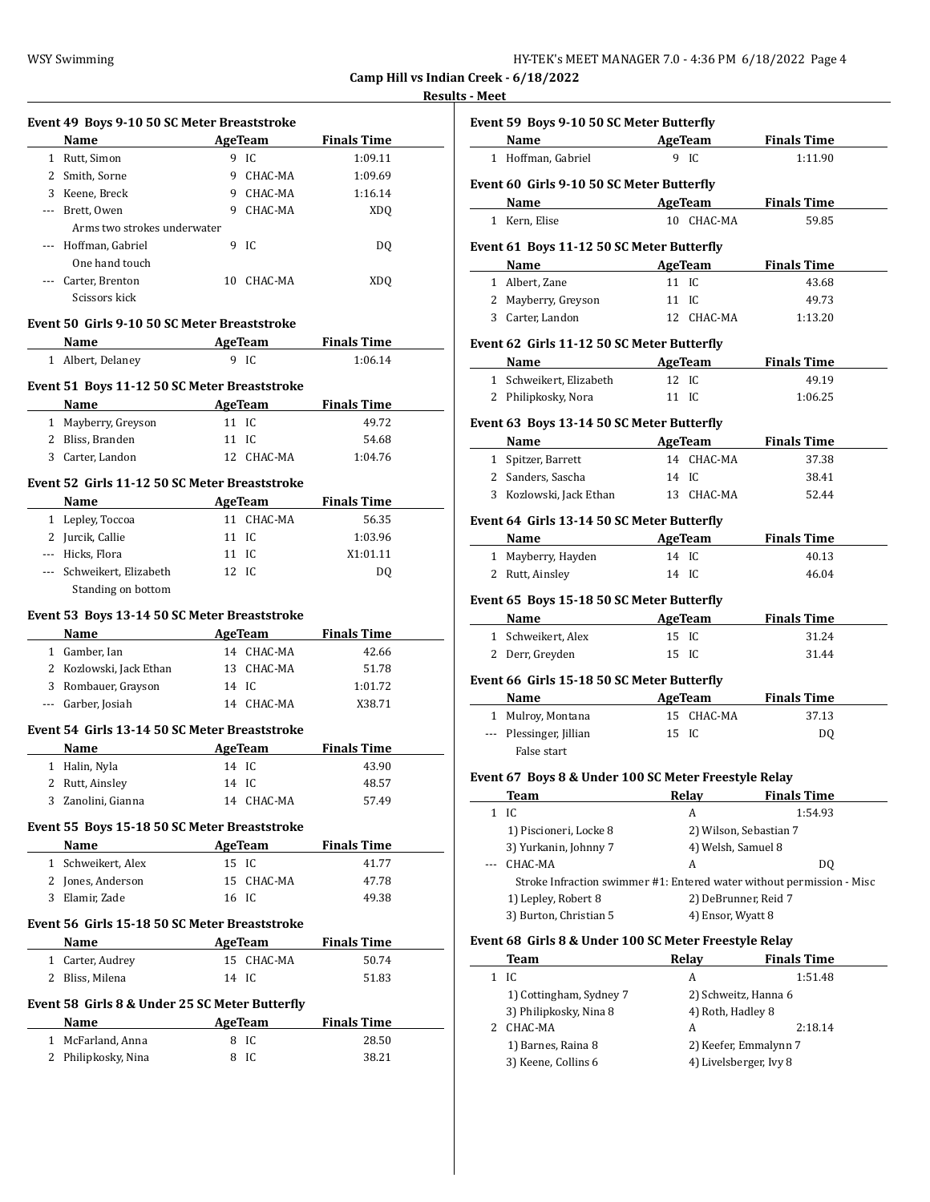**Camp Hill vs Indian Creek - 6/18/2022**

**Results - Meet**

### Event 49 Boys 9-10 50 SC Meter Breaststroke

| | Name | Age | Team | Finals Time |
|---|---|---|---|---|
| 1 | Rutt, Simon | 9 | IC | 1:09.11 |
| 2 | Smith, Sorne | 9 | CHAC-MA | 1:09.69 |
| 3 | Keene, Breck | 9 | CHAC-MA | 1:16.14 |
| --- | Brett, Owen | 9 | CHAC-MA | XDQ |
| | Arms two strokes underwater | | | |
| --- | Hoffman, Gabriel | 9 | IC | DQ |
| | One hand touch | | | |
| --- | Carter, Brenton | 10 | CHAC-MA | XDQ |
| | Scissors kick | | | |

### Event 50 Girls 9-10 50 SC Meter Breaststroke

| | Name | Age | Team | Finals Time |
|---|---|---|---|---|
| 1 | Albert, Delaney | 9 | IC | 1:06.14 |

### Event 51 Boys 11-12 50 SC Meter Breaststroke

| | Name | Age | Team | Finals Time |
|---|---|---|---|---|
| 1 | Mayberry, Greyson | 11 | IC | 49.72 |
| 2 | Bliss, Branden | 11 | IC | 54.68 |
| 3 | Carter, Landon | 12 | CHAC-MA | 1:04.76 |

### Event 52 Girls 11-12 50 SC Meter Breaststroke

| | Name | Age | Team | Finals Time |
|---|---|---|---|---|
| 1 | Lepley, Toccoa | 11 | CHAC-MA | 56.35 |
| 2 | Jurcik, Callie | 11 | IC | 1:03.96 |
| --- | Hicks, Flora | 11 | IC | X1:01.11 |
| --- | Schweikert, Elizabeth | 12 | IC | DQ |
| | Standing on bottom | | | |

### Event 53 Boys 13-14 50 SC Meter Breaststroke

| | Name | Age | Team | Finals Time |
|---|---|---|---|---|
| 1 | Gamber, Ian | 14 | CHAC-MA | 42.66 |
| 2 | Kozlowski, Jack Ethan | 13 | CHAC-MA | 51.78 |
| 3 | Rombauer, Grayson | 14 | IC | 1:01.72 |
| --- | Garber, Josiah | 14 | CHAC-MA | X38.71 |

### Event 54 Girls 13-14 50 SC Meter Breaststroke

| | Name | Age | Team | Finals Time |
|---|---|---|---|---|
| 1 | Halin, Nyla | 14 | IC | 43.90 |
| 2 | Rutt, Ainsley | 14 | IC | 48.57 |
| 3 | Zanolini, Gianna | 14 | CHAC-MA | 57.49 |

### Event 55 Boys 15-18 50 SC Meter Breaststroke

| | Name | Age | Team | Finals Time |
|---|---|---|---|---|
| 1 | Schweikert, Alex | 15 | IC | 41.77 |
| 2 | Jones, Anderson | 15 | CHAC-MA | 47.78 |
| 3 | Elamir, Zade | 16 | IC | 49.38 |

### Event 56 Girls 15-18 50 SC Meter Breaststroke

| | Name | Age | Team | Finals Time |
|---|---|---|---|---|
| 1 | Carter, Audrey | 15 | CHAC-MA | 50.74 |
| 2 | Bliss, Milena | 14 | IC | 51.83 |

### Event 58 Girls 8 & Under 25 SC Meter Butterfly

| | Name | Age | Team | Finals Time |
|---|---|---|---|---|
| 1 | McFarland, Anna | 8 | IC | 28.50 |
| 2 | Philipkosky, Nina | 8 | IC | 38.21 |

### Event 59 Boys 9-10 50 SC Meter Butterfly

| | Name | Age | Team | Finals Time |
|---|---|---|---|---|
| 1 | Hoffman, Gabriel | 9 | IC | 1:11.90 |

### Event 60 Girls 9-10 50 SC Meter Butterfly

| | Name | Age | Team | Finals Time |
|---|---|---|---|---|
| 1 | Kern, Elise | 10 | CHAC-MA | 59.85 |

### Event 61 Boys 11-12 50 SC Meter Butterfly

| | Name | Age | Team | Finals Time |
|---|---|---|---|---|
| 1 | Albert, Zane | 11 | IC | 43.68 |
| 2 | Mayberry, Greyson | 11 | IC | 49.73 |
| 3 | Carter, Landon | 12 | CHAC-MA | 1:13.20 |

### Event 62 Girls 11-12 50 SC Meter Butterfly

| | Name | Age | Team | Finals Time |
|---|---|---|---|---|
| 1 | Schweikert, Elizabeth | 12 | IC | 49.19 |
| 2 | Philipkosky, Nora | 11 | IC | 1:06.25 |

### Event 63 Boys 13-14 50 SC Meter Butterfly

| | Name | Age | Team | Finals Time |
|---|---|---|---|---|
| 1 | Spitzer, Barrett | 14 | CHAC-MA | 37.38 |
| 2 | Sanders, Sascha | 14 | IC | 38.41 |
| 3 | Kozlowski, Jack Ethan | 13 | CHAC-MA | 52.44 |

### Event 64 Girls 13-14 50 SC Meter Butterfly

| | Name | Age | Team | Finals Time |
|---|---|---|---|---|
| 1 | Mayberry, Hayden | 14 | IC | 40.13 |
| 2 | Rutt, Ainsley | 14 | IC | 46.04 |

### Event 65 Boys 15-18 50 SC Meter Butterfly

| | Name | Age | Team | Finals Time |
|---|---|---|---|---|
| 1 | Schweikert, Alex | 15 | IC | 31.24 |
| 2 | Derr, Greyden | 15 | IC | 31.44 |

### Event 66 Girls 15-18 50 SC Meter Butterfly

| | Name | Age | Team | Finals Time |
|---|---|---|---|---|
| 1 | Mulroy, Montana | 15 | CHAC-MA | 37.13 |
| --- | Plessinger, Jillian | 15 | IC | DQ |
| | False start | | | |

### Event 67 Boys 8 & Under 100 SC Meter Freestyle Relay

| | Team | Relay | Finals Time |
|---|---|---|---|
| 1 | IC | A | 1:54.93 |
| | 1) Piscioneri, Locke 8 | 2) Wilson, Sebastian 7 | |
| | 3) Yurkanin, Johnny 7 | 4) Welsh, Samuel 8 | |
| --- | CHAC-MA | A | DQ |
| | Stroke Infraction swimmer #1: Entered water without permission - Misc | | |
| | 1) Lepley, Robert 8 | 2) DeBrunner, Reid 7 | |
| | 3) Burton, Christian 5 | 4) Ensor, Wyatt 8 | |

### Event 68 Girls 8 & Under 100 SC Meter Freestyle Relay

| | Team | Relay | Finals Time |
|---|---|---|---|
| 1 | IC | A | 1:51.48 |
| | 1) Cottingham, Sydney 7 | 2) Schweitz, Hanna 6 | |
| | 3) Philipkosky, Nina 8 | 4) Roth, Hadley 8 | |
| 2 | CHAC-MA | A | 2:18.14 |
| | 1) Barnes, Raina 8 | 2) Keefer, Emmalynn 7 | |
| | 3) Keene, Collins 6 | 4) Livelsberger, Ivy 8 | |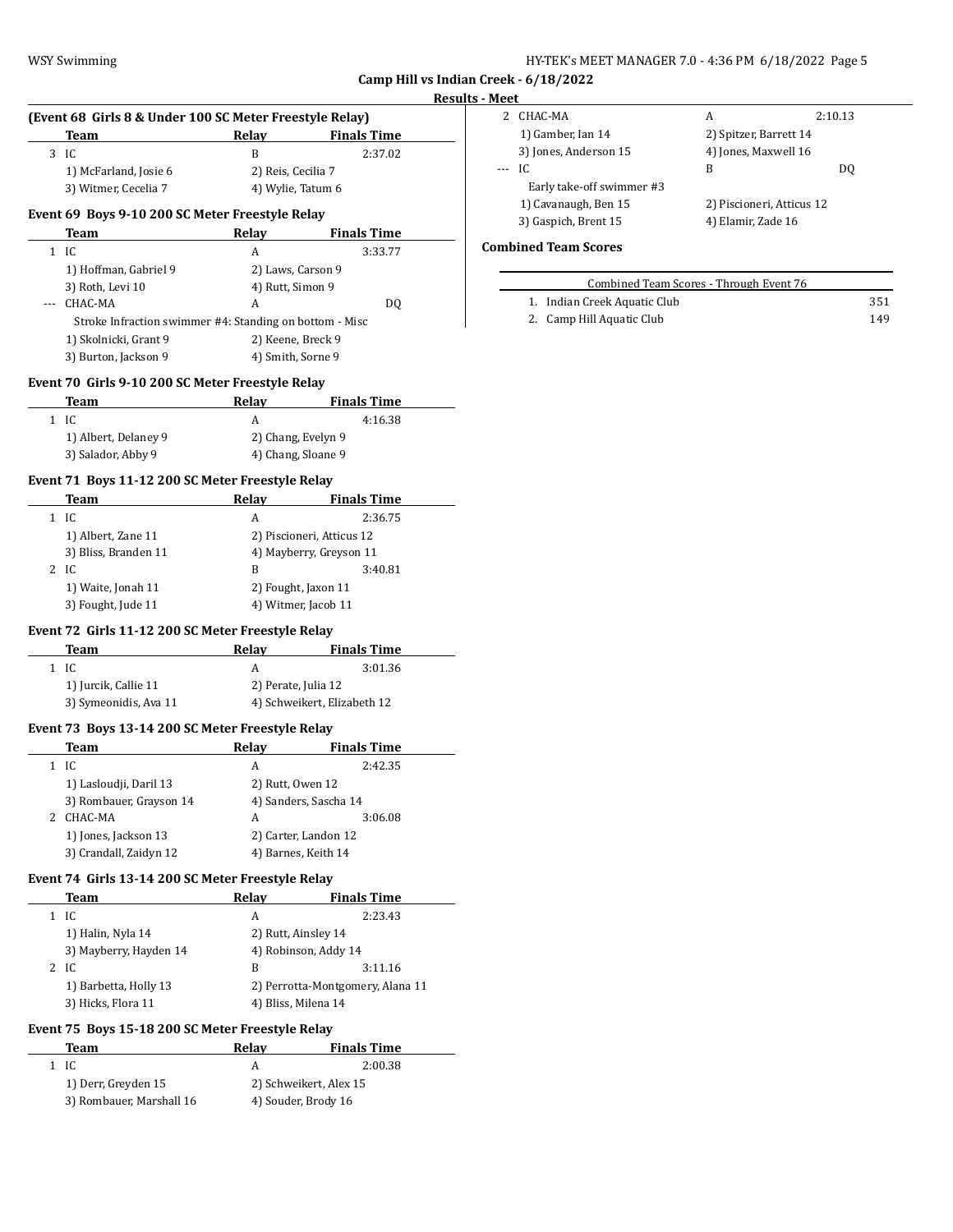Camp Hill vs Indian Creek - 6/18/2022

**Results - Meet**

### (Event 68 Girls 8 & Under 100 SC Meter Freestyle Relay)

| | Team | Relay | Finals Time |
|---|---|---|---|
| 3 | IC | B | 2:37.02 |
| | 1) McFarland, Josie 6 | 2) Reis, Cecilia 7 | |
| | 3) Witmer, Cecelia 7 | 4) Wylie, Tatum 6 | |

### Event 69 Boys 9-10 200 SC Meter Freestyle Relay

| | Team | Relay | Finals Time |
|---|---|---|---|
| 1 | IC | A | 3:33.77 |
| | 1) Hoffman, Gabriel 9 | 2) Laws, Carson 9 | |
| | 3) Roth, Levi 10 | 4) Rutt, Simon 9 | |
| --- | CHAC-MA | A | DQ |
| | Stroke Infraction swimmer #4: Standing on bottom - Misc | | |
| | 1) Skolnicki, Grant 9 | 2) Keene, Breck 9 | |
| | 3) Burton, Jackson 9 | 4) Smith, Sorne 9 | |

### Event 70 Girls 9-10 200 SC Meter Freestyle Relay

| | Team | Relay | Finals Time |
|---|---|---|---|
| 1 | IC | A | 4:16.38 |
| | 1) Albert, Delaney 9 | 2) Chang, Evelyn 9 | |
| | 3) Salador, Abby 9 | 4) Chang, Sloane 9 | |

### Event 71 Boys 11-12 200 SC Meter Freestyle Relay

| | Team | Relay | Finals Time |
|---|---|---|---|
| 1 | IC | A | 2:36.75 |
| | 1) Albert, Zane 11 | 2) Piscioneri, Atticus 12 | |
| | 3) Bliss, Branden 11 | 4) Mayberry, Greyson 11 | |
| 2 | IC | B | 3:40.81 |
| | 1) Waite, Jonah 11 | 2) Fought, Jaxon 11 | |
| | 3) Fought, Jude 11 | 4) Witmer, Jacob 11 | |

### Event 72 Girls 11-12 200 SC Meter Freestyle Relay

| | Team | Relay | Finals Time |
|---|---|---|---|
| 1 | IC | A | 3:01.36 |
| | 1) Jurcik, Callie 11 | 2) Perate, Julia 12 | |
| | 3) Symeonidis, Ava 11 | 4) Schweikert, Elizabeth 12 | |

### Event 73 Boys 13-14 200 SC Meter Freestyle Relay

| | Team | Relay | Finals Time |
|---|---|---|---|
| 1 | IC | A | 2:42.35 |
| | 1) Lasloudji, Daril 13 | 2) Rutt, Owen 12 | |
| | 3) Rombauer, Grayson 14 | 4) Sanders, Sascha 14 | |
| 2 | CHAC-MA | A | 3:06.08 |
| | 1) Jones, Jackson 13 | 2) Carter, Landon 12 | |
| | 3) Crandall, Zaidyn 12 | 4) Barnes, Keith 14 | |

### Event 74 Girls 13-14 200 SC Meter Freestyle Relay

| | Team | Relay | Finals Time |
|---|---|---|---|
| 1 | IC | A | 2:23.43 |
| | 1) Halin, Nyla 14 | 2) Rutt, Ainsley 14 | |
| | 3) Mayberry, Hayden 14 | 4) Robinson, Addy 14 | |
| 2 | IC | B | 3:11.16 |
| | 1) Barbetta, Holly 13 | 2) Perrotta-Montgomery, Alana 11 | |
| | 3) Hicks, Flora 11 | 4) Bliss, Milena 14 | |

### Event 75 Boys 15-18 200 SC Meter Freestyle Relay

| | Team | Relay | Finals Time |
|---|---|---|---|
| 1 | IC | A | 2:00.38 |
| | 1) Derr, Greyden 15 | 2) Schweikert, Alex 15 | |
| | 3) Rombauer, Marshall 16 | 4) Souder, Brody 16 | |
| 2 | CHAC-MA | A | 2:10.13 |
| | 1) Gamber, Ian 14 | 2) Spitzer, Barrett 14 | |
| | 3) Jones, Anderson 15 | 4) Jones, Maxwell 16 | |
| --- | IC | B | DQ |
| | Early take-off swimmer #3 | | |
| | 1) Cavanaugh, Ben 15 | 2) Piscioneri, Atticus 12 | |
| | 3) Gaspich, Brent 15 | 4) Elamir, Zade 16 | |

### Combined Team Scores

| Combined Team Scores - Through Event 76 | |
|---|---|
| 1. Indian Creek Aquatic Club | 351 |
| 2. Camp Hill Aquatic Club | 149 |